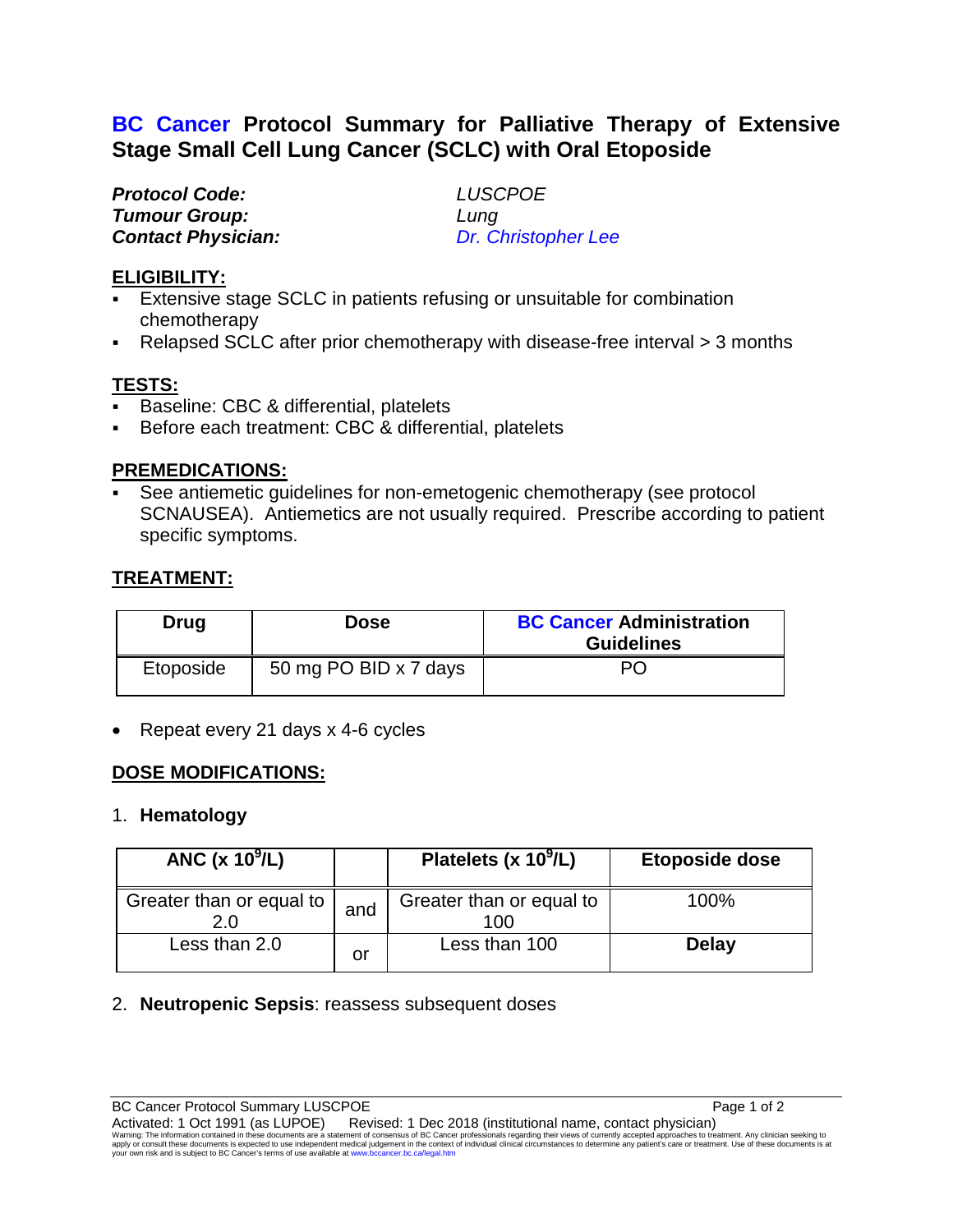# BC Cancer Protocol Summary for Palliative Therapy of Extensive Stage Small Cell Lung Cancer (SCLC) with Oral Etoposide

***Protocol Code:*** *LUSCPOE*
***Tumour Group:*** *Lung*
***Contact Physician:*** *Dr. Christopher Lee*

## ELIGIBILITY:

- Extensive stage SCLC in patients refusing or unsuitable for combination chemotherapy
- Relapsed SCLC after prior chemotherapy with disease-free interval > 3 months

## TESTS:

- Baseline: CBC & differential, platelets
- Before each treatment: CBC & differential, platelets

## PREMEDICATIONS:

- See antiemetic guidelines for non-emetogenic chemotherapy (see protocol SCNAUSEA). Antiemetics are not usually required. Prescribe according to patient specific symptoms.

## TREATMENT:

| Drug | Dose | BC Cancer Administration Guidelines |
|---|---|---|
| Etoposide | 50 mg PO BID x 7 days | PO |

- Repeat every 21 days x 4-6 cycles

## DOSE MODIFICATIONS:

1. **Hematology**

| ANC (x $10^9$/L) | | Platelets (x $10^9$/L) | Etoposide dose |
|---|---|---|---|
| Greater than or equal to 2.0 | and | Greater than or equal to 100 | 100% |
| Less than 2.0 | or | Less than 100 | **Delay** |

2. **Neutropenic Sepsis**: reassess subsequent doses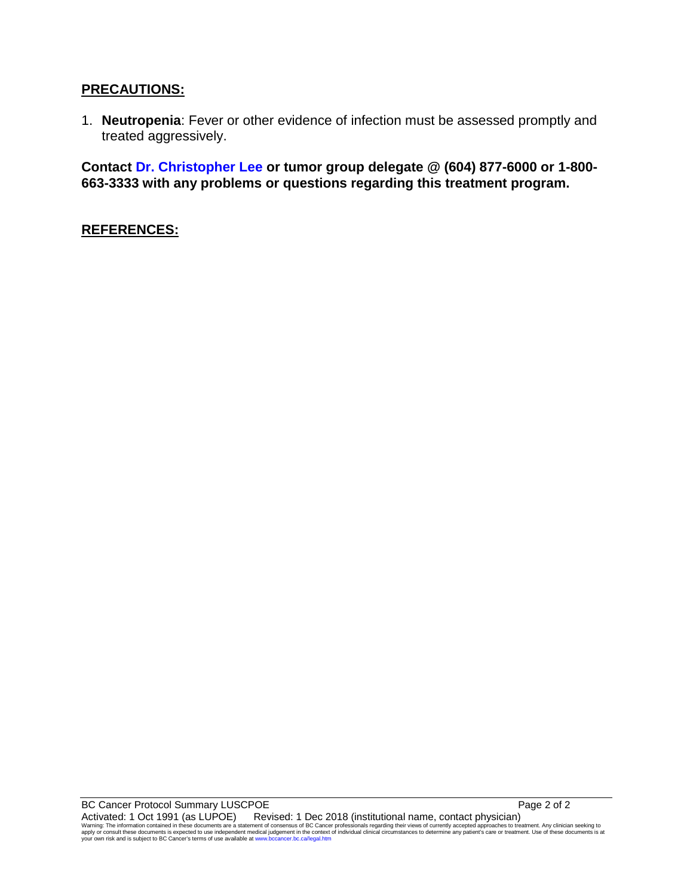## PRECAUTIONS:

1. **Neutropenia**: Fever or other evidence of infection must be assessed promptly and treated aggressively.

**Contact Dr. Christopher Lee or tumor group delegate @ (604) 877-6000 or 1-800-663-3333 with any problems or questions regarding this treatment program.**

## REFERENCES: